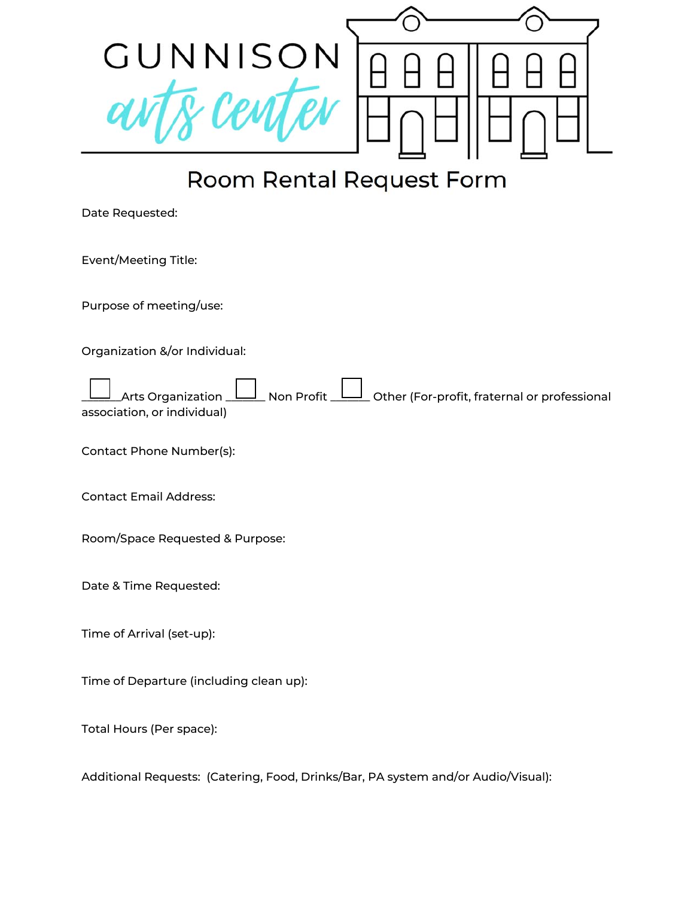# GUNNISON arts center

## Room Rental Request Form

Date Requested:

Event/Meeting Title:

Purpose of meeting/use:

Organization &/or Individual:

☐ Arts Organization ☐ Non Profit ☐ Other (For-profit, fraternal or professional association, or individual)

Contact Phone Number(s):

Contact Email Address:

Room/Space Requested & Purpose:

Date & Time Requested:

Time of Arrival (set-up):

Time of Departure (including clean up):

Total Hours (Per space):

Additional Requests: (Catering, Food, Drinks/Bar, PA system and/or Audio/Visual):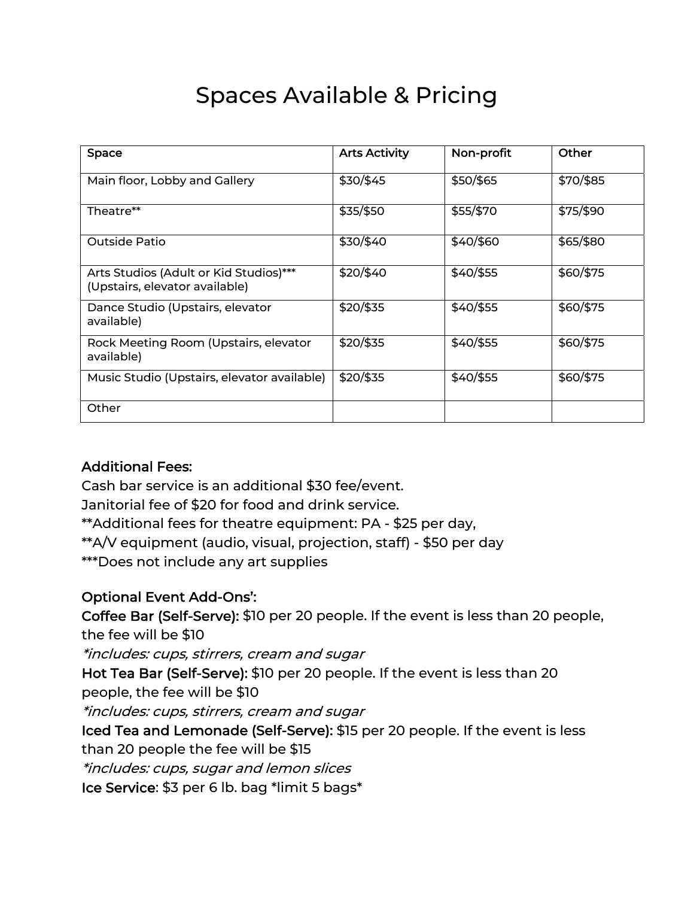# Spaces Available & Pricing

| Space | Arts Activity | Non-profit | Other |
|---|---|---|---|
| Main floor, Lobby and Gallery | $30/$45 | $50/$65 | $70/$85 |
| Theatre** | $35/$50 | $55/$70 | $75/$90 |
| Outside Patio | $30/$40 | $40/$60 | $65/$80 |
| Arts Studios (Adult or Kid Studios)*** (Upstairs, elevator available) | $20/$40 | $40/$55 | $60/$75 |
| Dance Studio (Upstairs, elevator available) | $20/$35 | $40/$55 | $60/$75 |
| Rock Meeting Room (Upstairs, elevator available) | $20/$35 | $40/$55 | $60/$75 |
| Music Studio (Upstairs, elevator available) | $20/$35 | $40/$55 | $60/$75 |
| Other | | | |

**Additional Fees:**

Cash bar service is an additional $30 fee/event.

Janitorial fee of $20 for food and drink service.

**Additional fees for theatre equipment: PA - $25 per day,

**A/V equipment (audio, visual, projection, staff) - $50 per day

***Does not include any art supplies

**Optional Event Add-Ons':**

**Coffee Bar (Self-Serve):** $10 per 20 people. If the event is less than 20 people, the fee will be $10

*\*includes: cups, stirrers, cream and sugar*

**Hot Tea Bar (Self-Serve):** $10 per 20 people. If the event is less than 20 people, the fee will be $10

*\*includes: cups, stirrers, cream and sugar*

**Iced Tea and Lemonade (Self-Serve):** $15 per 20 people. If the event is less than 20 people the fee will be $15

*\*includes: cups, sugar and lemon slices*

**Ice Service**: $3 per 6 lb. bag *limit 5 bags*